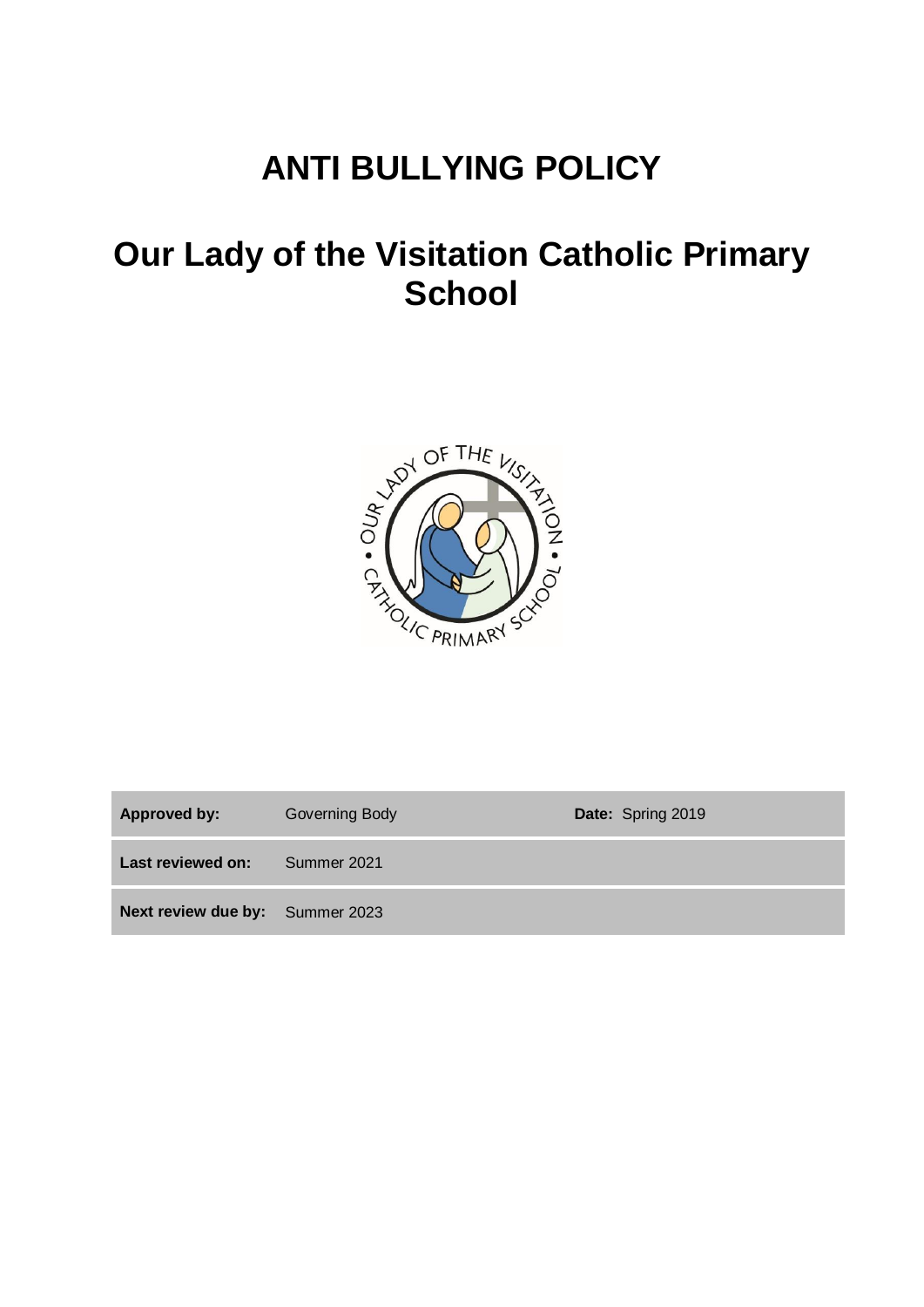# ANTI BULLYING POLICY

# Our Lady of the Visitation Catholic Primary School

| **Approved by:** | Governing Body | **Date:** Spring 2019 |
|---|---|---|
| **Last reviewed on:** | Summer 2021 | |
| **Next review due by:** | Summer 2023 | |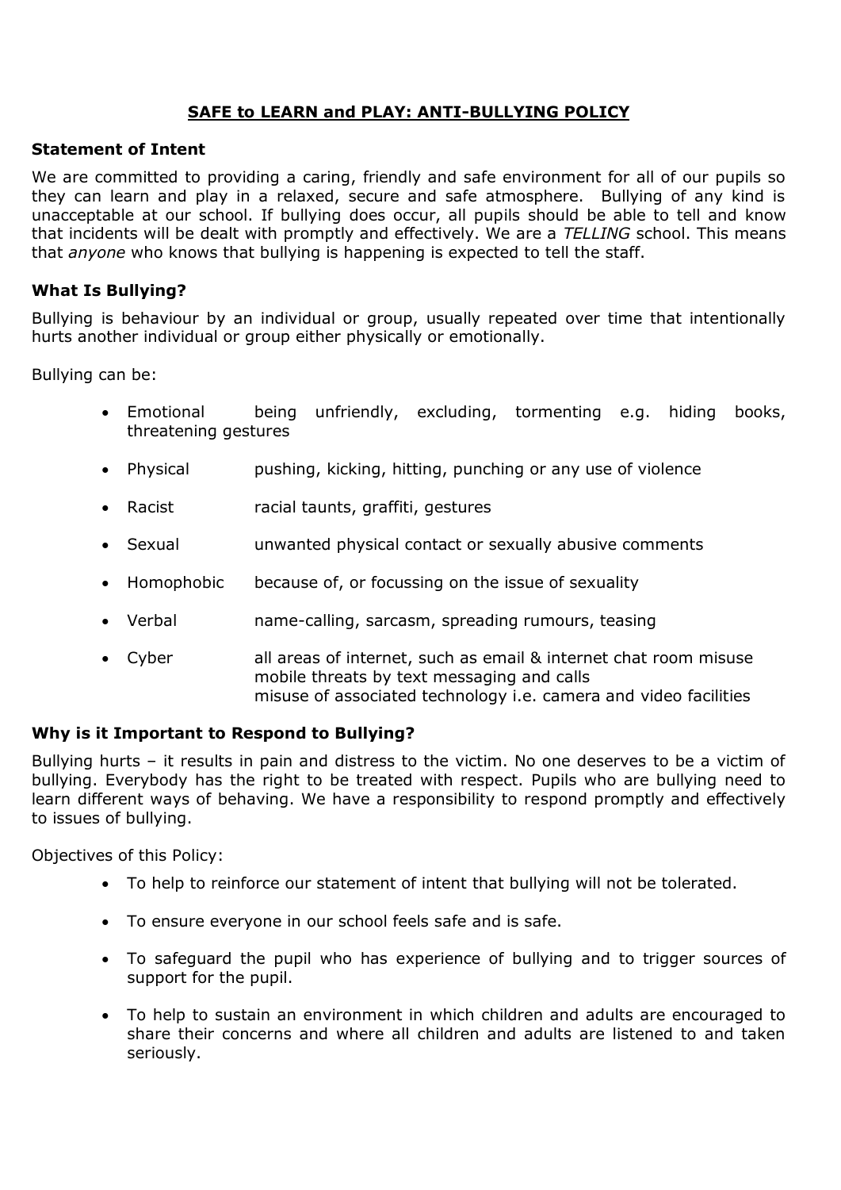# SAFE to LEARN and PLAY: ANTI-BULLYING POLICY

### Statement of Intent

We are committed to providing a caring, friendly and safe environment for all of our pupils so they can learn and play in a relaxed, secure and safe atmosphere. Bullying of any kind is unacceptable at our school. If bullying does occur, all pupils should be able to tell and know that incidents will be dealt with promptly and effectively. We are a *TELLING* school. This means that *anyone* who knows that bullying is happening is expected to tell the staff.

### What Is Bullying?

Bullying is behaviour by an individual or group, usually repeated over time that intentionally hurts another individual or group either physically or emotionally.

Bullying can be:

- Emotional — being unfriendly, excluding, tormenting e.g. hiding books, threatening gestures
- Physical — pushing, kicking, hitting, punching or any use of violence
- Racist — racial taunts, graffiti, gestures
- Sexual — unwanted physical contact or sexually abusive comments
- Homophobic — because of, or focussing on the issue of sexuality
- Verbal — name-calling, sarcasm, spreading rumours, teasing
- Cyber — all areas of internet, such as email & internet chat room misuse
  mobile threats by text messaging and calls
  misuse of associated technology i.e. camera and video facilities

### Why is it Important to Respond to Bullying?

Bullying hurts – it results in pain and distress to the victim. No one deserves to be a victim of bullying. Everybody has the right to be treated with respect. Pupils who are bullying need to learn different ways of behaving. We have a responsibility to respond promptly and effectively to issues of bullying.

Objectives of this Policy:

- To help to reinforce our statement of intent that bullying will not be tolerated.
- To ensure everyone in our school feels safe and is safe.
- To safeguard the pupil who has experience of bullying and to trigger sources of support for the pupil.
- To help to sustain an environment in which children and adults are encouraged to share their concerns and where all children and adults are listened to and taken seriously.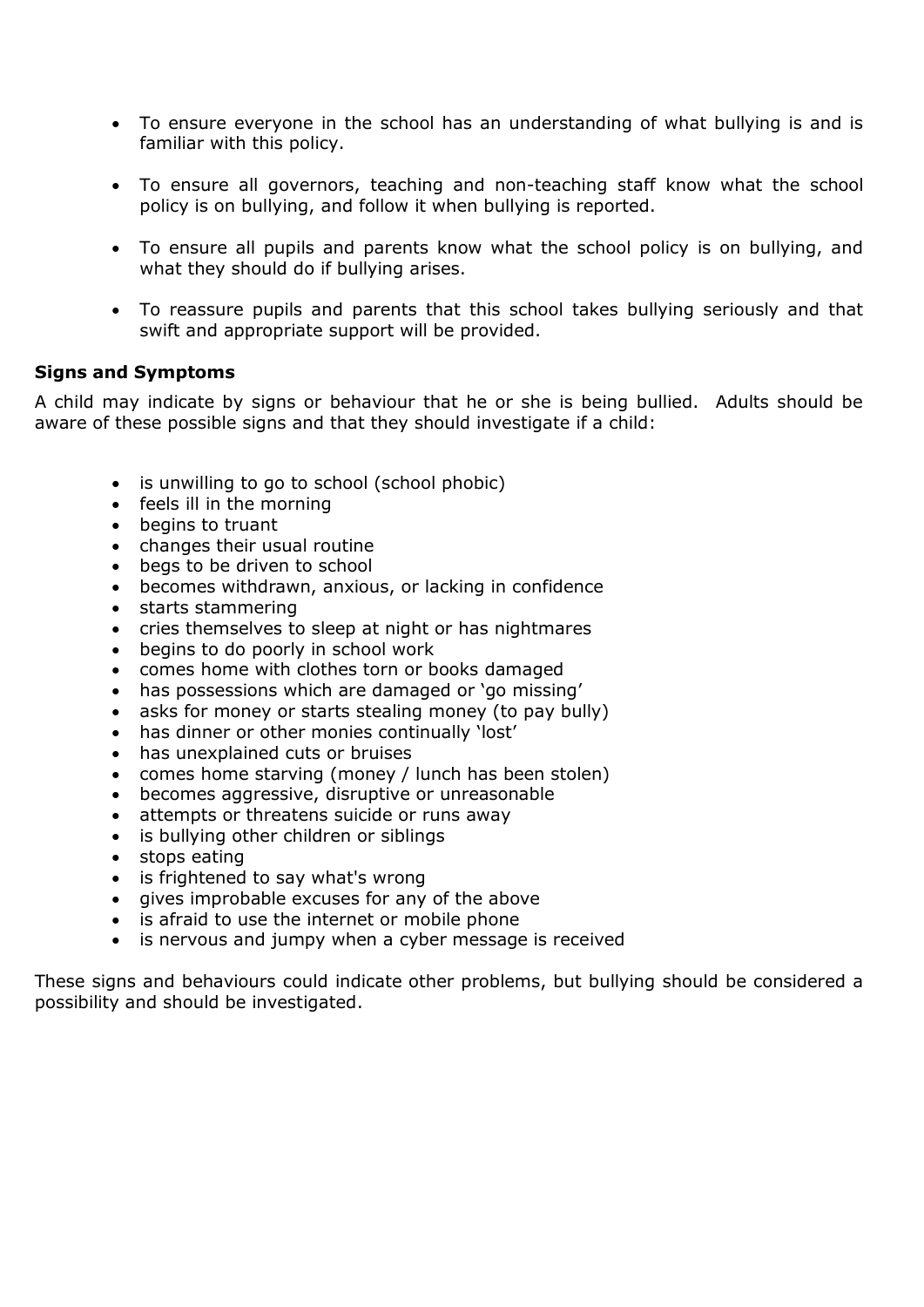- To ensure everyone in the school has an understanding of what bullying is and is familiar with this policy.

- To ensure all governors, teaching and non-teaching staff know what the school policy is on bullying, and follow it when bullying is reported.

- To ensure all pupils and parents know what the school policy is on bullying, and what they should do if bullying arises.

- To reassure pupils and parents that this school takes bullying seriously and that swift and appropriate support will be provided.

**Signs and Symptoms**

A child may indicate by signs or behaviour that he or she is being bullied. Adults should be aware of these possible signs and that they should investigate if a child:

- is unwilling to go to school (school phobic)
- feels ill in the morning
- begins to truant
- changes their usual routine
- begs to be driven to school
- becomes withdrawn, anxious, or lacking in confidence
- starts stammering
- cries themselves to sleep at night or has nightmares
- begins to do poorly in school work
- comes home with clothes torn or books damaged
- has possessions which are damaged or 'go missing'
- asks for money or starts stealing money (to pay bully)
- has dinner or other monies continually 'lost'
- has unexplained cuts or bruises
- comes home starving (money / lunch has been stolen)
- becomes aggressive, disruptive or unreasonable
- attempts or threatens suicide or runs away
- is bullying other children or siblings
- stops eating
- is frightened to say what's wrong
- gives improbable excuses for any of the above
- is afraid to use the internet or mobile phone
- is nervous and jumpy when a cyber message is received

These signs and behaviours could indicate other problems, but bullying should be considered a possibility and should be investigated.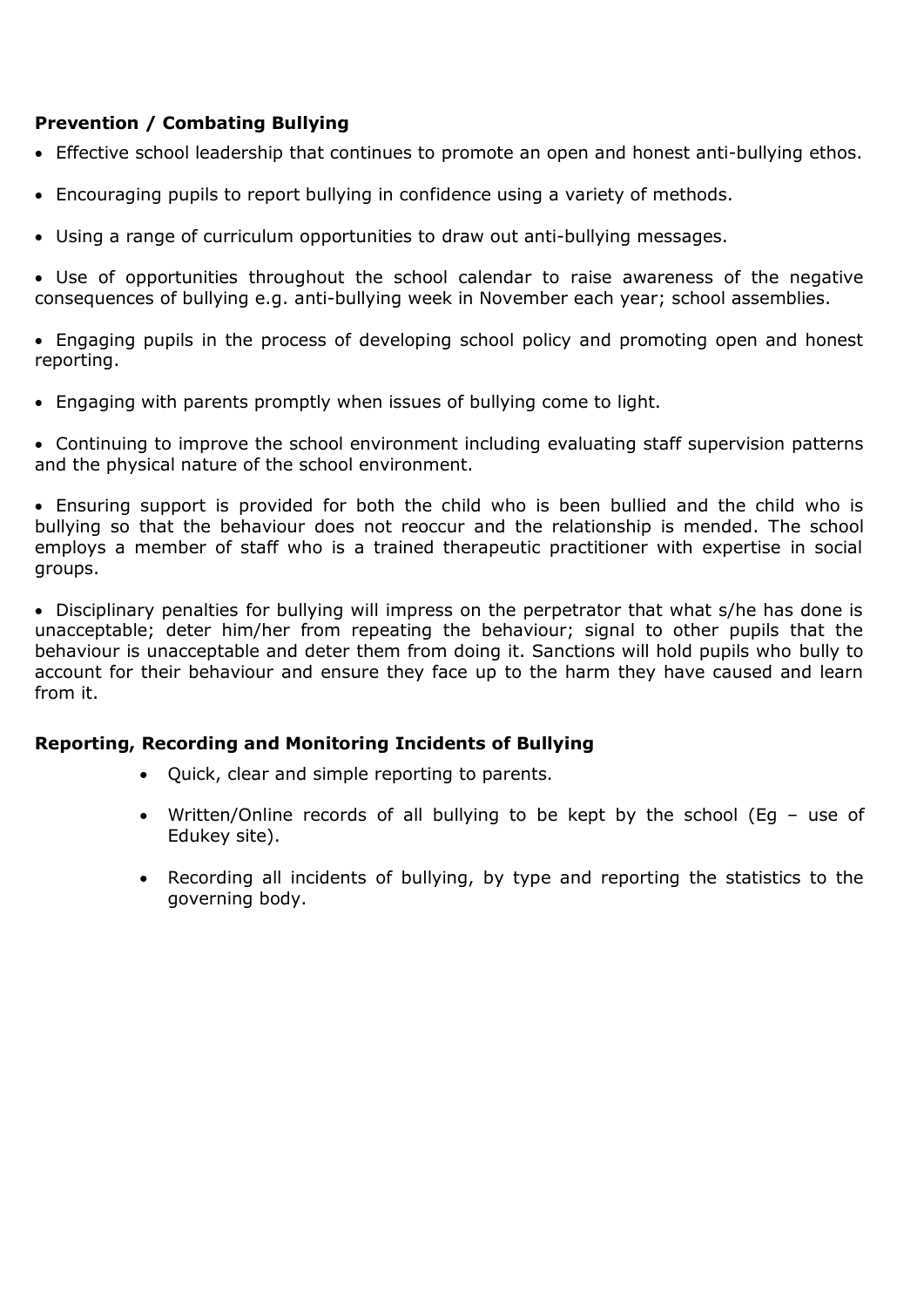**Prevention / Combating Bullying**

- Effective school leadership that continues to promote an open and honest anti-bullying ethos.
- Encouraging pupils to report bullying in confidence using a variety of methods.
- Using a range of curriculum opportunities to draw out anti-bullying messages.
- Use of opportunities throughout the school calendar to raise awareness of the negative consequences of bullying e.g. anti-bullying week in November each year; school assemblies.
- Engaging pupils in the process of developing school policy and promoting open and honest reporting.
- Engaging with parents promptly when issues of bullying come to light.
- Continuing to improve the school environment including evaluating staff supervision patterns and the physical nature of the school environment.
- Ensuring support is provided for both the child who is been bullied and the child who is bullying so that the behaviour does not reoccur and the relationship is mended. The school employs a member of staff who is a trained therapeutic practitioner with expertise in social groups.
- Disciplinary penalties for bullying will impress on the perpetrator that what s/he has done is unacceptable; deter him/her from repeating the behaviour; signal to other pupils that the behaviour is unacceptable and deter them from doing it. Sanctions will hold pupils who bully to account for their behaviour and ensure they face up to the harm they have caused and learn from it.

**Reporting, Recording and Monitoring Incidents of Bullying**

- Quick, clear and simple reporting to parents.
- Written/Online records of all bullying to be kept by the school (Eg – use of Edukey site).
- Recording all incidents of bullying, by type and reporting the statistics to the governing body.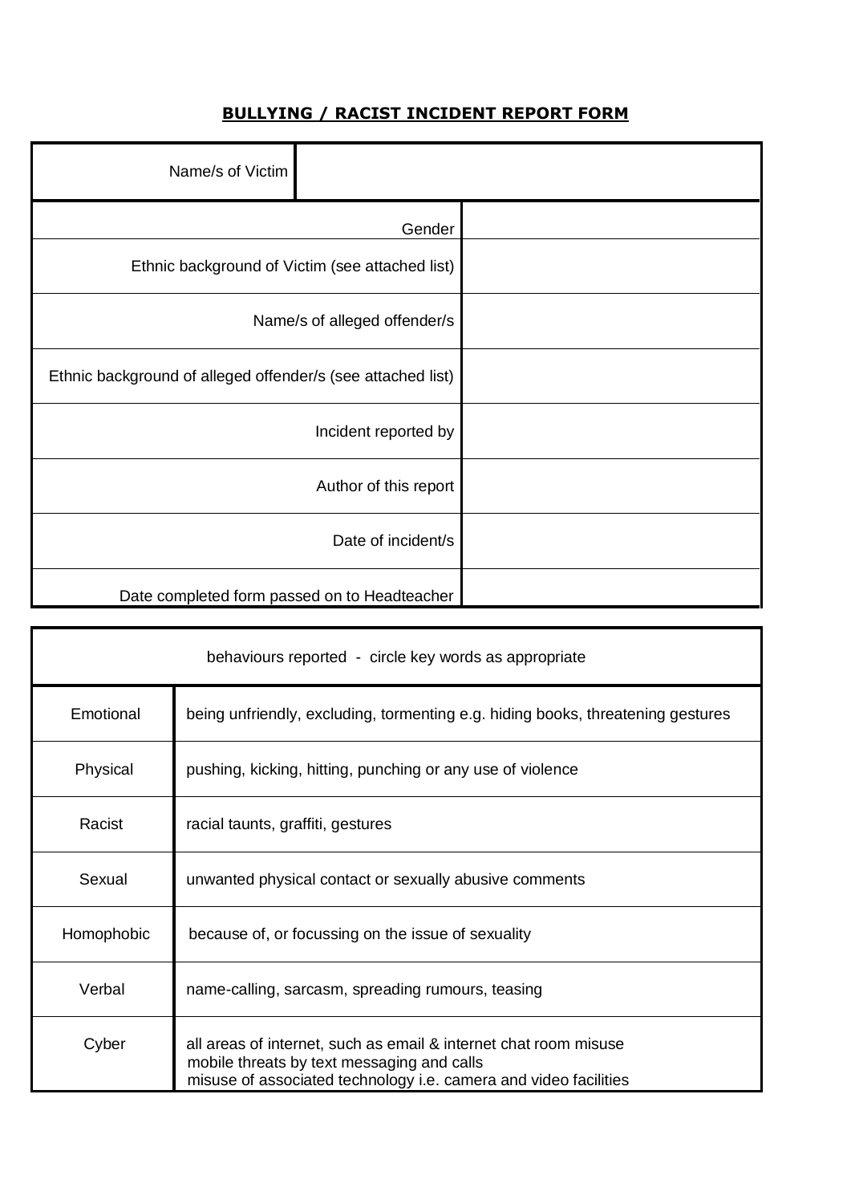**BULLYING / RACIST INCIDENT REPORT FORM**

| Name/s of Victim | |
|---|---|
| Gender | |
| Ethnic background of Victim (see attached list) | |
| Name/s of alleged offender/s | |
| Ethnic background of alleged offender/s (see attached list) | |
| Incident reported by | |
| Author of this report | |
| Date of incident/s | |
| Date completed form passed on to Headteacher | |

| behaviours reported - circle key words as appropriate | |
|---|---|
| Emotional | being unfriendly, excluding, tormenting e.g. hiding books, threatening gestures |
| Physical | pushing, kicking, hitting, punching or any use of violence |
| Racist | racial taunts, graffiti, gestures |
| Sexual | unwanted physical contact or sexually abusive comments |
| Homophobic | because of, or focussing on the issue of sexuality |
| Verbal | name-calling, sarcasm, spreading rumours, teasing |
| Cyber | all areas of internet, such as email & internet chat room misuse<br>mobile threats by text messaging and calls<br>misuse of associated technology i.e. camera and video facilities |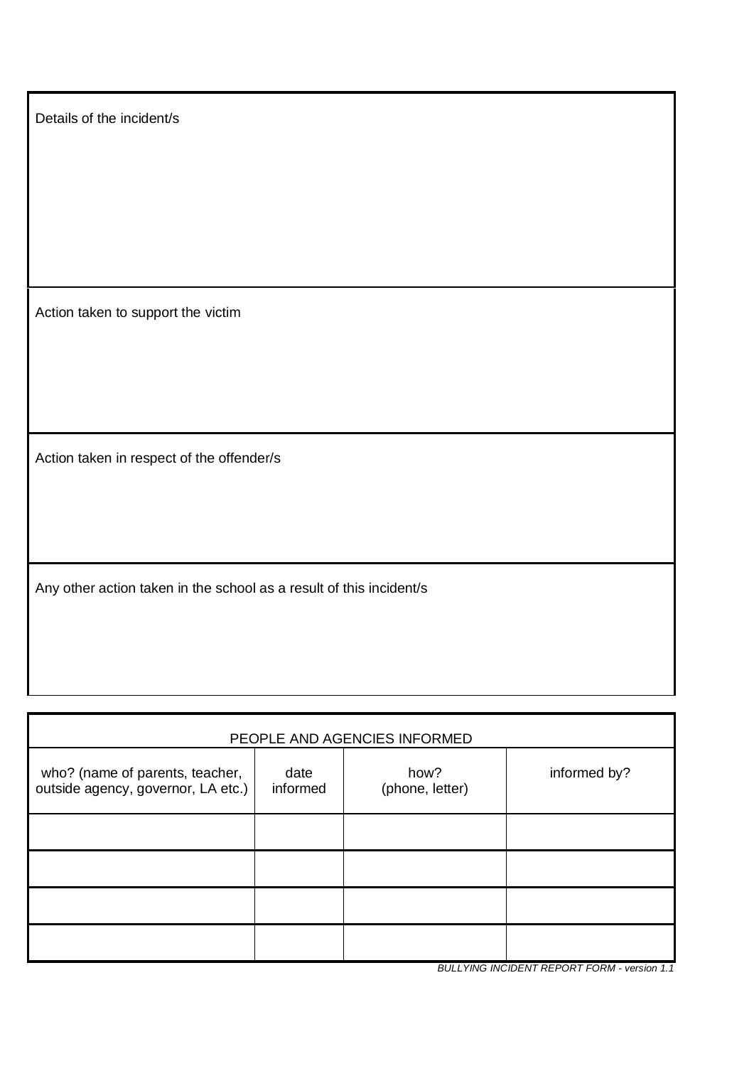Details of the incident/s

Action taken to support the victim

Action taken in respect of the offender/s

Any other action taken in the school as a result of this incident/s

| PEOPLE AND AGENCIES INFORMED | | | |
|---|---|---|---|
| who? (name of parents, teacher, outside agency, governor, LA etc.) | date informed | how? (phone, letter) | informed by? |
| | | | |
| | | | |
| | | | |
| | | | |

*BULLYING INCIDENT REPORT FORM - version 1.1*